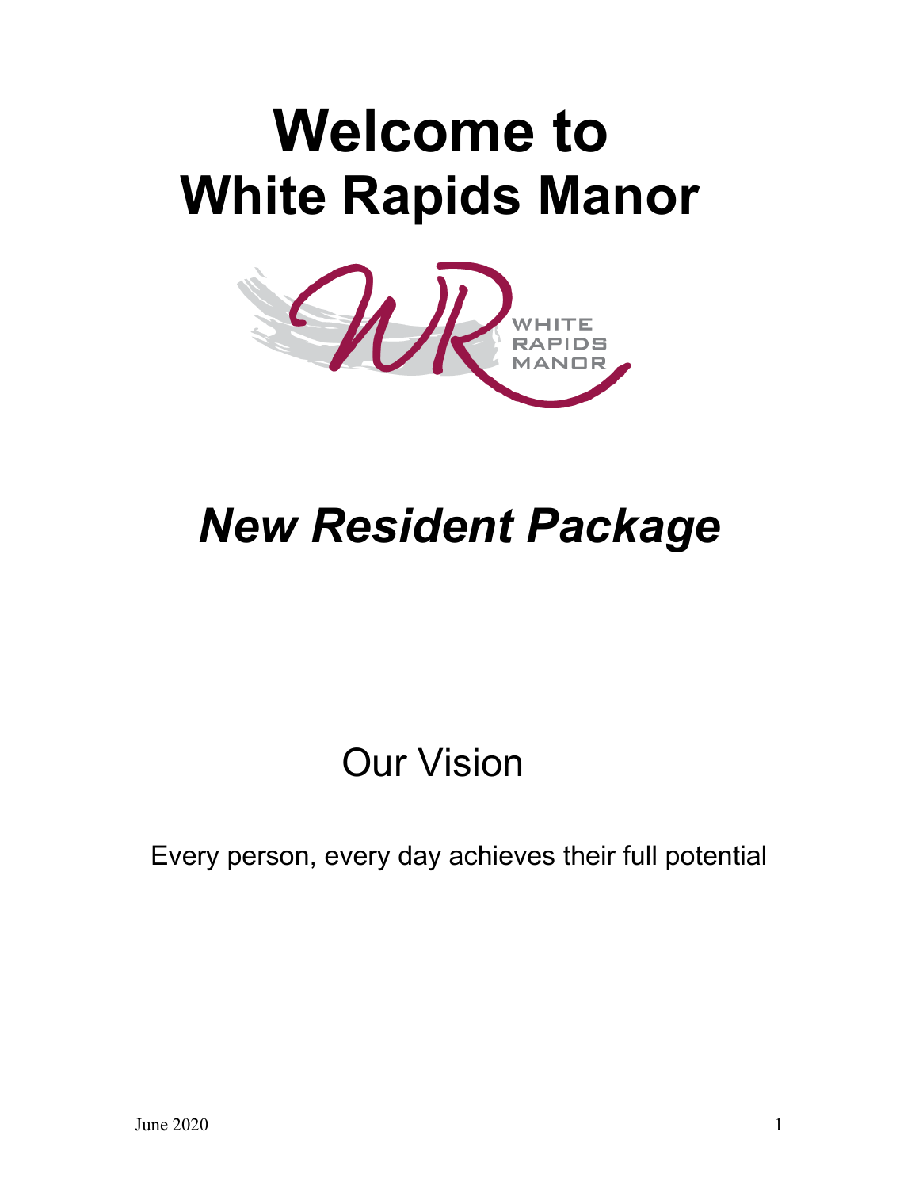# Welcome to White Rapids Manor

## *New Resident Package*

Our Vision

Every person, every day achieves their full potential

June 2020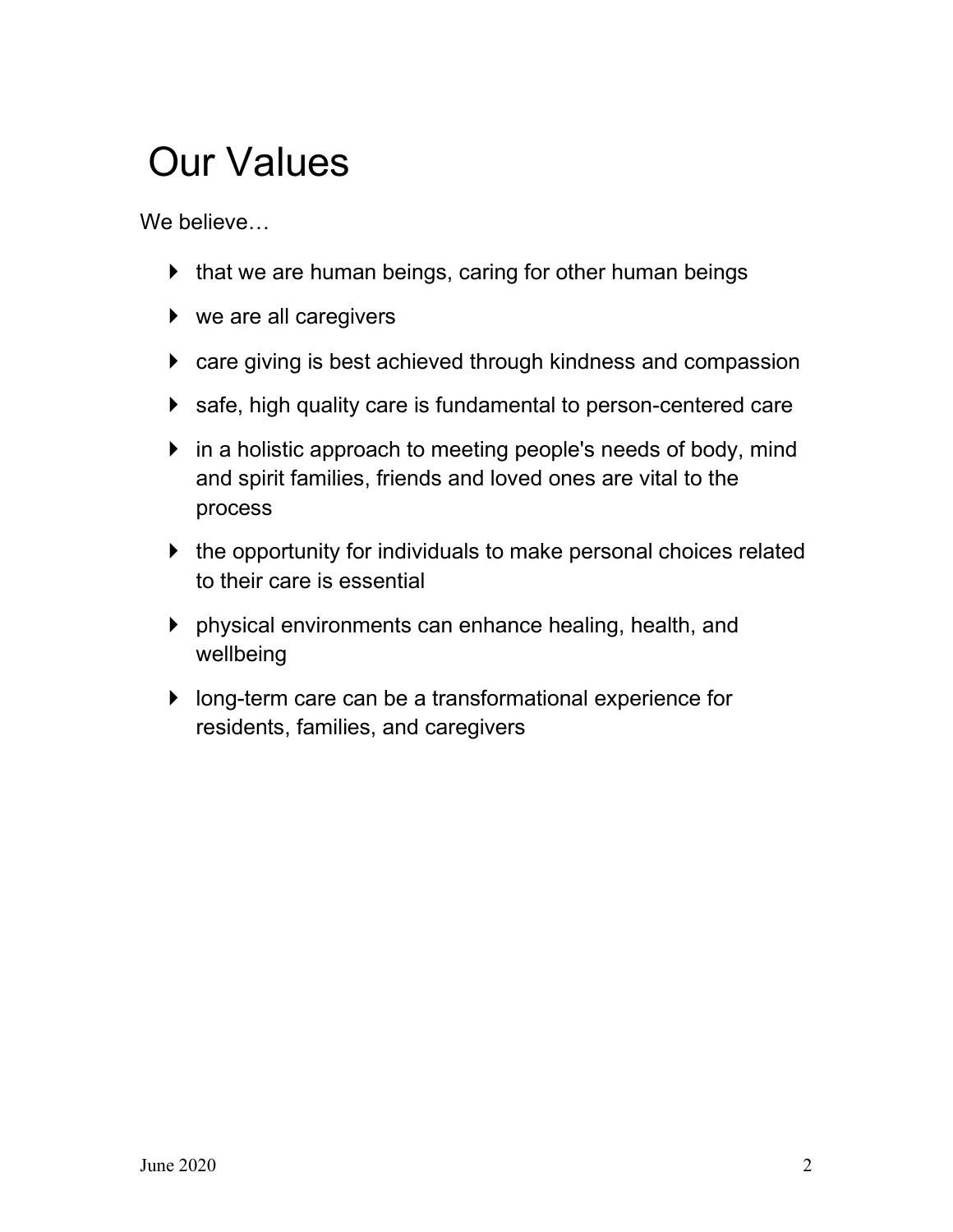# Our Values

We believe…

- that we are human beings, caring for other human beings
- we are all caregivers
- care giving is best achieved through kindness and compassion
- safe, high quality care is fundamental to person-centered care
- in a holistic approach to meeting people's needs of body, mind and spirit families, friends and loved ones are vital to the process
- the opportunity for individuals to make personal choices related to their care is essential
- physical environments can enhance healing, health, and wellbeing
- long-term care can be a transformational experience for residents, families, and caregivers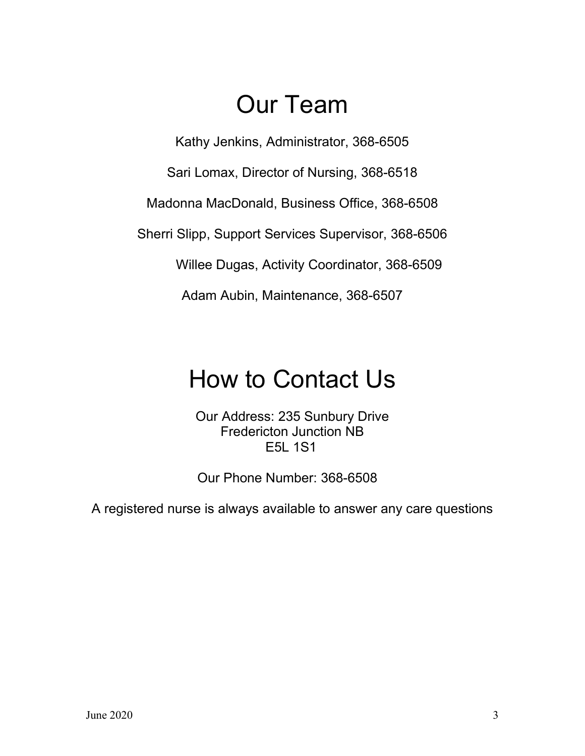# Our Team

Kathy Jenkins, Administrator, 368-6505

Sari Lomax, Director of Nursing, 368-6518

Madonna MacDonald, Business Office, 368-6508

Sherri Slipp, Support Services Supervisor, 368-6506

Willee Dugas, Activity Coordinator, 368-6509

Adam Aubin, Maintenance, 368-6507

# How to Contact Us

Our Address: 235 Sunbury Drive
Fredericton Junction NB
E5L 1S1

Our Phone Number: 368-6508

A registered nurse is always available to answer any care questions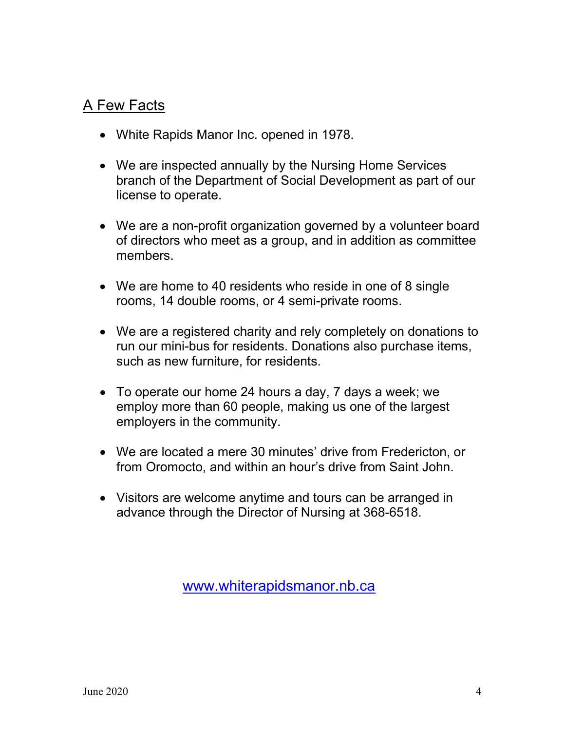## A Few Facts

- White Rapids Manor Inc. opened in 1978.
- We are inspected annually by the Nursing Home Services branch of the Department of Social Development as part of our license to operate.
- We are a non-profit organization governed by a volunteer board of directors who meet as a group, and in addition as committee members.
- We are home to 40 residents who reside in one of 8 single rooms, 14 double rooms, or 4 semi-private rooms.
- We are a registered charity and rely completely on donations to run our mini-bus for residents. Donations also purchase items, such as new furniture, for residents.
- To operate our home 24 hours a day, 7 days a week; we employ more than 60 people, making us one of the largest employers in the community.
- We are located a mere 30 minutes' drive from Fredericton, or from Oromocto, and within an hour's drive from Saint John.
- Visitors are welcome anytime and tours can be arranged in advance through the Director of Nursing at 368-6518.

www.whiterapidsmanor.nb.ca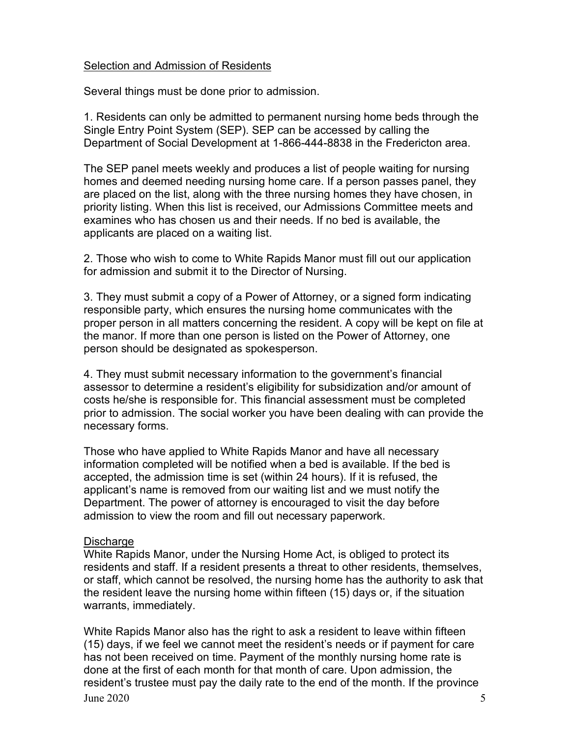## Selection and Admission of Residents

Several things must be done prior to admission.

1. Residents can only be admitted to permanent nursing home beds through the Single Entry Point System (SEP). SEP can be accessed by calling the Department of Social Development at 1-866-444-8838 in the Fredericton area.

The SEP panel meets weekly and produces a list of people waiting for nursing homes and deemed needing nursing home care. If a person passes panel, they are placed on the list, along with the three nursing homes they have chosen, in priority listing. When this list is received, our Admissions Committee meets and examines who has chosen us and their needs. If no bed is available, the applicants are placed on a waiting list.

2. Those who wish to come to White Rapids Manor must fill out our application for admission and submit it to the Director of Nursing.

3. They must submit a copy of a Power of Attorney, or a signed form indicating responsible party, which ensures the nursing home communicates with the proper person in all matters concerning the resident. A copy will be kept on file at the manor. If more than one person is listed on the Power of Attorney, one person should be designated as spokesperson.

4. They must submit necessary information to the government's financial assessor to determine a resident's eligibility for subsidization and/or amount of costs he/she is responsible for. This financial assessment must be completed prior to admission. The social worker you have been dealing with can provide the necessary forms.

Those who have applied to White Rapids Manor and have all necessary information completed will be notified when a bed is available. If the bed is accepted, the admission time is set (within 24 hours). If it is refused, the applicant's name is removed from our waiting list and we must notify the Department. The power of attorney is encouraged to visit the day before admission to view the room and fill out necessary paperwork.

## Discharge

White Rapids Manor, under the Nursing Home Act, is obliged to protect its residents and staff. If a resident presents a threat to other residents, themselves, or staff, which cannot be resolved, the nursing home has the authority to ask that the resident leave the nursing home within fifteen (15) days or, if the situation warrants, immediately.

White Rapids Manor also has the right to ask a resident to leave within fifteen (15) days, if we feel we cannot meet the resident's needs or if payment for care has not been received on time. Payment of the monthly nursing home rate is done at the first of each month for that month of care. Upon admission, the resident's trustee must pay the daily rate to the end of the month. If the province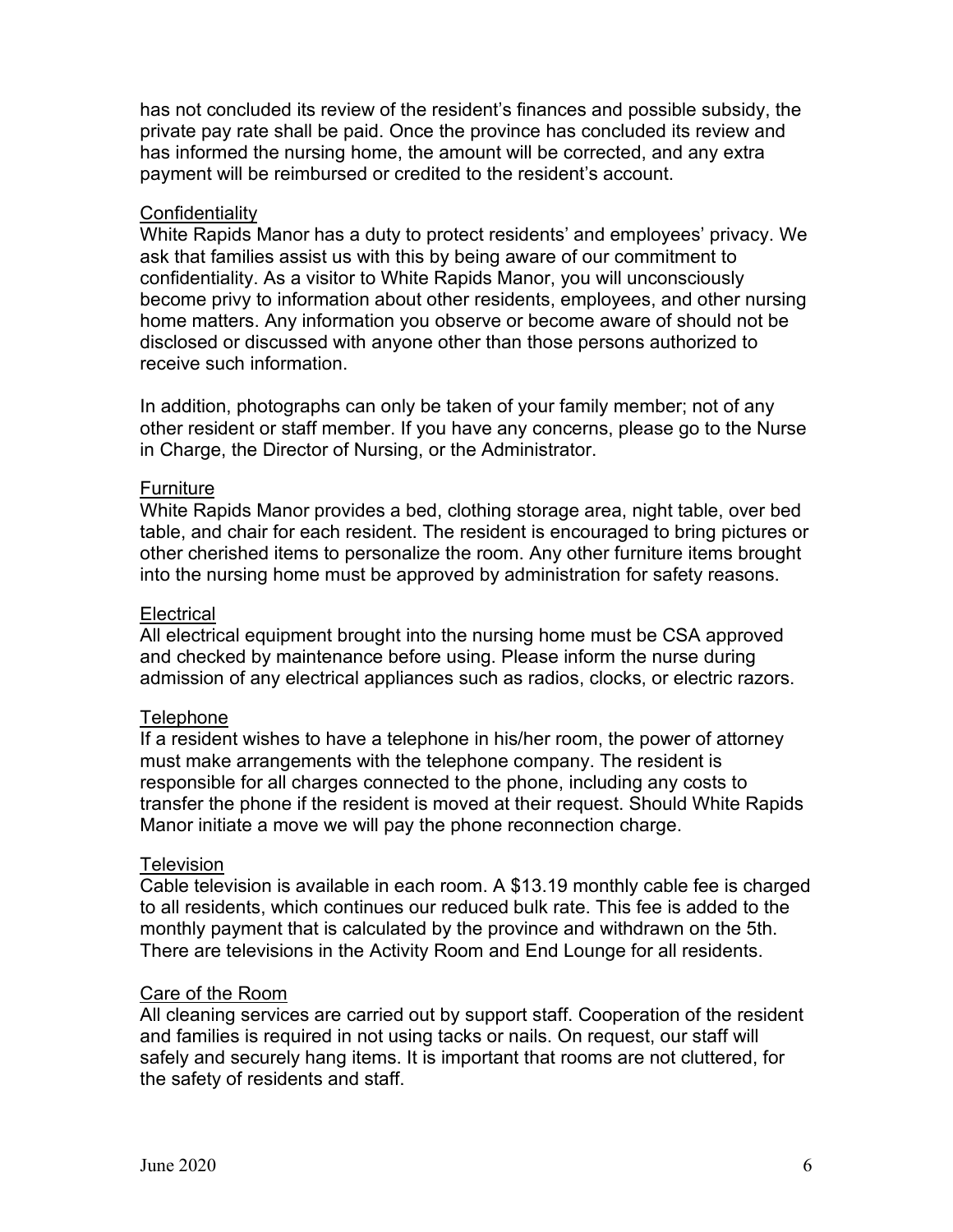has not concluded its review of the resident's finances and possible subsidy, the private pay rate shall be paid. Once the province has concluded its review and has informed the nursing home, the amount will be corrected, and any extra payment will be reimbursed or credited to the resident's account.

## Confidentiality

White Rapids Manor has a duty to protect residents' and employees' privacy. We ask that families assist us with this by being aware of our commitment to confidentiality. As a visitor to White Rapids Manor, you will unconsciously become privy to information about other residents, employees, and other nursing home matters. Any information you observe or become aware of should not be disclosed or discussed with anyone other than those persons authorized to receive such information.

In addition, photographs can only be taken of your family member; not of any other resident or staff member. If you have any concerns, please go to the Nurse in Charge, the Director of Nursing, or the Administrator.

## Furniture

White Rapids Manor provides a bed, clothing storage area, night table, over bed table, and chair for each resident. The resident is encouraged to bring pictures or other cherished items to personalize the room. Any other furniture items brought into the nursing home must be approved by administration for safety reasons.

## Electrical

All electrical equipment brought into the nursing home must be CSA approved and checked by maintenance before using. Please inform the nurse during admission of any electrical appliances such as radios, clocks, or electric razors.

## Telephone

If a resident wishes to have a telephone in his/her room, the power of attorney must make arrangements with the telephone company. The resident is responsible for all charges connected to the phone, including any costs to transfer the phone if the resident is moved at their request. Should White Rapids Manor initiate a move we will pay the phone reconnection charge.

## Television

Cable television is available in each room. A $13.19 monthly cable fee is charged to all residents, which continues our reduced bulk rate. This fee is added to the monthly payment that is calculated by the province and withdrawn on the 5th. There are televisions in the Activity Room and End Lounge for all residents.

## Care of the Room

All cleaning services are carried out by support staff. Cooperation of the resident and families is required in not using tacks or nails. On request, our staff will safely and securely hang items. It is important that rooms are not cluttered, for the safety of residents and staff.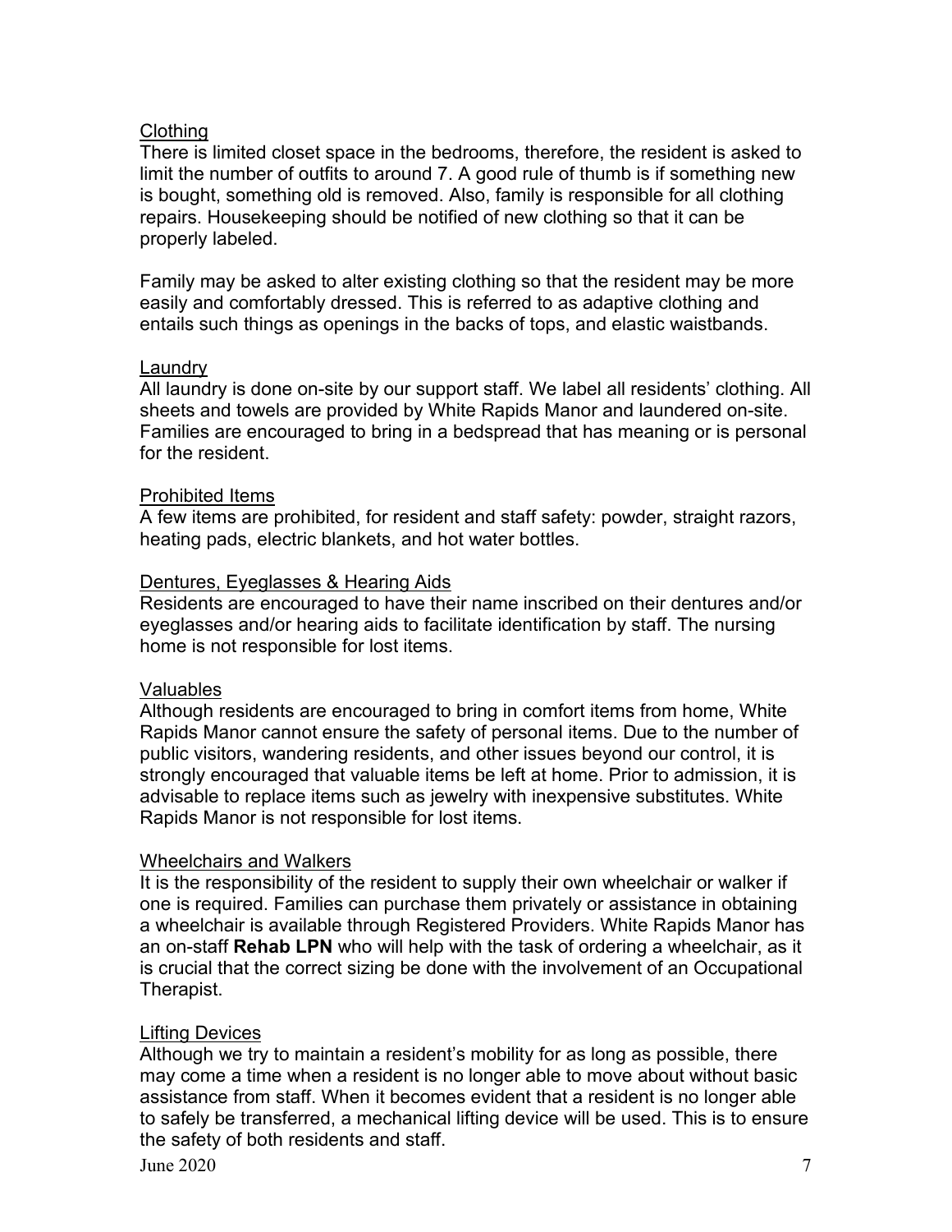<u>Clothing</u>

There is limited closet space in the bedrooms, therefore, the resident is asked to limit the number of outfits to around 7. A good rule of thumb is if something new is bought, something old is removed. Also, family is responsible for all clothing repairs. Housekeeping should be notified of new clothing so that it can be properly labeled.

Family may be asked to alter existing clothing so that the resident may be more easily and comfortably dressed. This is referred to as adaptive clothing and entails such things as openings in the backs of tops, and elastic waistbands.

<u>Laundry</u>

All laundry is done on-site by our support staff. We label all residents' clothing. All sheets and towels are provided by White Rapids Manor and laundered on-site. Families are encouraged to bring in a bedspread that has meaning or is personal for the resident.

<u>Prohibited Items</u>

A few items are prohibited, for resident and staff safety: powder, straight razors, heating pads, electric blankets, and hot water bottles.

<u>Dentures, Eyeglasses & Hearing Aids</u>

Residents are encouraged to have their name inscribed on their dentures and/or eyeglasses and/or hearing aids to facilitate identification by staff. The nursing home is not responsible for lost items.

<u>Valuables</u>

Although residents are encouraged to bring in comfort items from home, White Rapids Manor cannot ensure the safety of personal items. Due to the number of public visitors, wandering residents, and other issues beyond our control, it is strongly encouraged that valuable items be left at home. Prior to admission, it is advisable to replace items such as jewelry with inexpensive substitutes. White Rapids Manor is not responsible for lost items.

<u>Wheelchairs and Walkers</u>

It is the responsibility of the resident to supply their own wheelchair or walker if one is required. Families can purchase them privately or assistance in obtaining a wheelchair is available through Registered Providers. White Rapids Manor has an on-staff **Rehab LPN** who will help with the task of ordering a wheelchair, as it is crucial that the correct sizing be done with the involvement of an Occupational Therapist.

<u>Lifting Devices</u>

Although we try to maintain a resident's mobility for as long as possible, there may come a time when a resident is no longer able to move about without basic assistance from staff. When it becomes evident that a resident is no longer able to safely be transferred, a mechanical lifting device will be used. This is to ensure the safety of both residents and staff.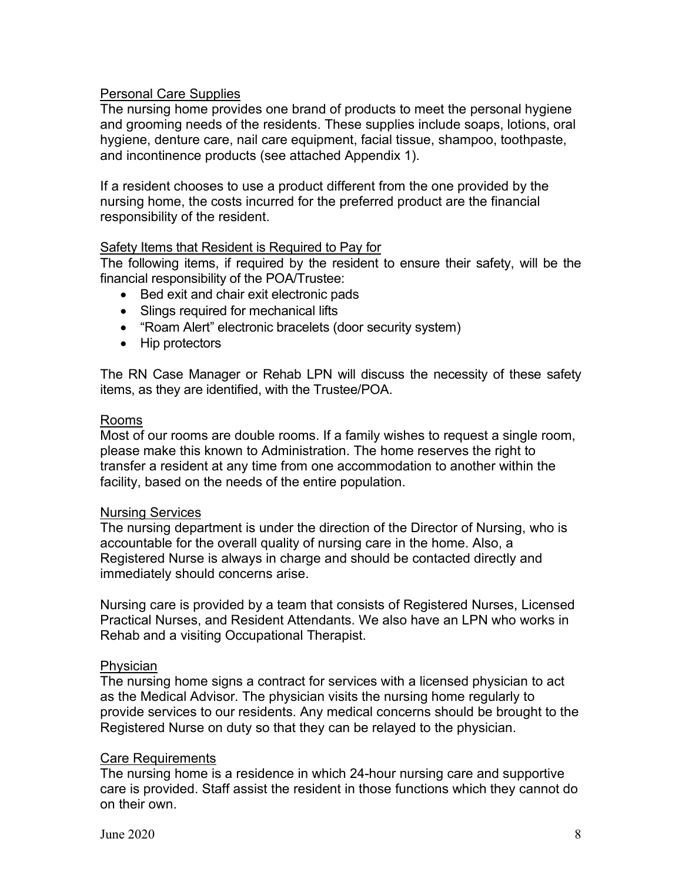## Personal Care Supplies

The nursing home provides one brand of products to meet the personal hygiene and grooming needs of the residents. These supplies include soaps, lotions, oral hygiene, denture care, nail care equipment, facial tissue, shampoo, toothpaste, and incontinence products (see attached Appendix 1).

If a resident chooses to use a product different from the one provided by the nursing home, the costs incurred for the preferred product are the financial responsibility of the resident.

## Safety Items that Resident is Required to Pay for

The following items, if required by the resident to ensure their safety, will be the financial responsibility of the POA/Trustee:

- Bed exit and chair exit electronic pads
- Slings required for mechanical lifts
- "Roam Alert" electronic bracelets (door security system)
- Hip protectors

The RN Case Manager or Rehab LPN will discuss the necessity of these safety items, as they are identified, with the Trustee/POA.

## Rooms

Most of our rooms are double rooms. If a family wishes to request a single room, please make this known to Administration. The home reserves the right to transfer a resident at any time from one accommodation to another within the facility, based on the needs of the entire population.

## Nursing Services

The nursing department is under the direction of the Director of Nursing, who is accountable for the overall quality of nursing care in the home. Also, a Registered Nurse is always in charge and should be contacted directly and immediately should concerns arise.

Nursing care is provided by a team that consists of Registered Nurses, Licensed Practical Nurses, and Resident Attendants. We also have an LPN who works in Rehab and a visiting Occupational Therapist.

## Physician

The nursing home signs a contract for services with a licensed physician to act as the Medical Advisor. The physician visits the nursing home regularly to provide services to our residents. Any medical concerns should be brought to the Registered Nurse on duty so that they can be relayed to the physician.

## Care Requirements

The nursing home is a residence in which 24-hour nursing care and supportive care is provided. Staff assist the resident in those functions which they cannot do on their own.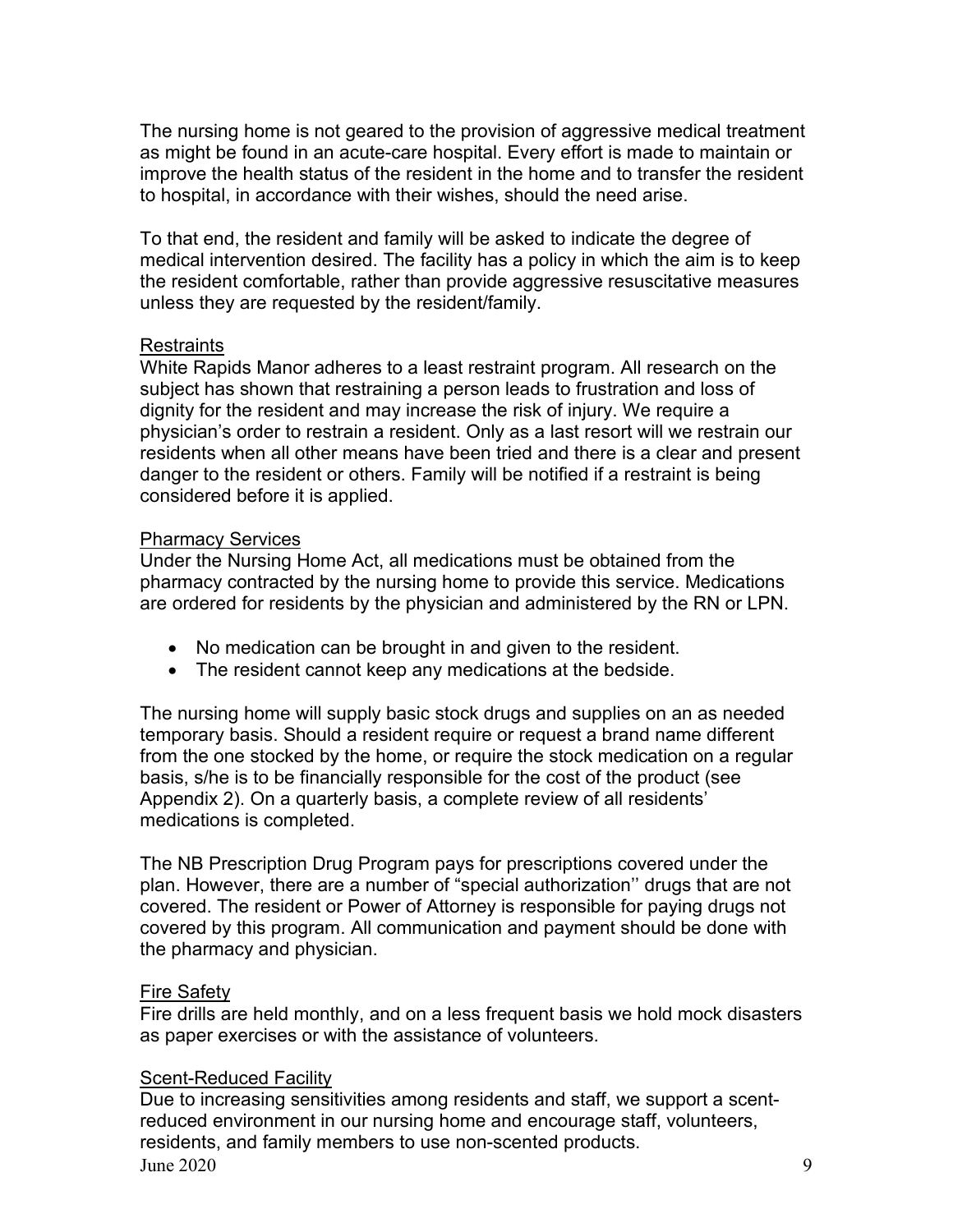The nursing home is not geared to the provision of aggressive medical treatment as might be found in an acute-care hospital. Every effort is made to maintain or improve the health status of the resident in the home and to transfer the resident to hospital, in accordance with their wishes, should the need arise.

To that end, the resident and family will be asked to indicate the degree of medical intervention desired. The facility has a policy in which the aim is to keep the resident comfortable, rather than provide aggressive resuscitative measures unless they are requested by the resident/family.

### Restraints

White Rapids Manor adheres to a least restraint program. All research on the subject has shown that restraining a person leads to frustration and loss of dignity for the resident and may increase the risk of injury. We require a physician's order to restrain a resident. Only as a last resort will we restrain our residents when all other means have been tried and there is a clear and present danger to the resident or others. Family will be notified if a restraint is being considered before it is applied.

### Pharmacy Services

Under the Nursing Home Act, all medications must be obtained from the pharmacy contracted by the nursing home to provide this service. Medications are ordered for residents by the physician and administered by the RN or LPN.

- No medication can be brought in and given to the resident.
- The resident cannot keep any medications at the bedside.

The nursing home will supply basic stock drugs and supplies on an as needed temporary basis. Should a resident require or request a brand name different from the one stocked by the home, or require the stock medication on a regular basis, s/he is to be financially responsible for the cost of the product (see Appendix 2). On a quarterly basis, a complete review of all residents' medications is completed.

The NB Prescription Drug Program pays for prescriptions covered under the plan. However, there are a number of "special authorization'' drugs that are not covered. The resident or Power of Attorney is responsible for paying drugs not covered by this program. All communication and payment should be done with the pharmacy and physician.

### Fire Safety

Fire drills are held monthly, and on a less frequent basis we hold mock disasters as paper exercises or with the assistance of volunteers.

### Scent-Reduced Facility

Due to increasing sensitivities among residents and staff, we support a scent-reduced environment in our nursing home and encourage staff, volunteers, residents, and family members to use non-scented products.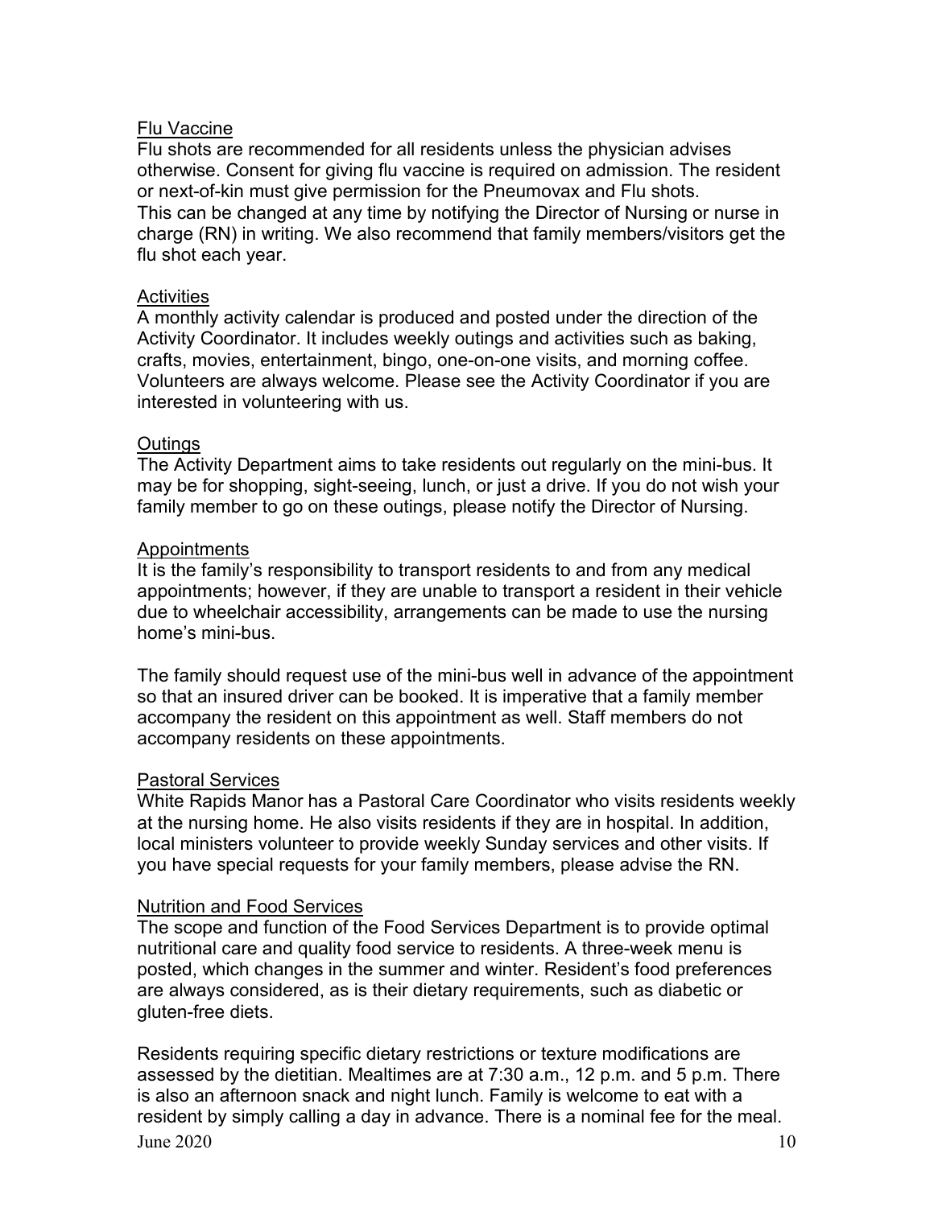## Flu Vaccine

Flu shots are recommended for all residents unless the physician advises otherwise. Consent for giving flu vaccine is required on admission. The resident or next-of-kin must give permission for the Pneumovax and Flu shots. This can be changed at any time by notifying the Director of Nursing or nurse in charge (RN) in writing. We also recommend that family members/visitors get the flu shot each year.

## Activities

A monthly activity calendar is produced and posted under the direction of the Activity Coordinator. It includes weekly outings and activities such as baking, crafts, movies, entertainment, bingo, one-on-one visits, and morning coffee. Volunteers are always welcome. Please see the Activity Coordinator if you are interested in volunteering with us.

## Outings

The Activity Department aims to take residents out regularly on the mini-bus. It may be for shopping, sight-seeing, lunch, or just a drive. If you do not wish your family member to go on these outings, please notify the Director of Nursing.

## Appointments

It is the family's responsibility to transport residents to and from any medical appointments; however, if they are unable to transport a resident in their vehicle due to wheelchair accessibility, arrangements can be made to use the nursing home's mini-bus.

The family should request use of the mini-bus well in advance of the appointment so that an insured driver can be booked. It is imperative that a family member accompany the resident on this appointment as well. Staff members do not accompany residents on these appointments.

## Pastoral Services

White Rapids Manor has a Pastoral Care Coordinator who visits residents weekly at the nursing home. He also visits residents if they are in hospital. In addition, local ministers volunteer to provide weekly Sunday services and other visits. If you have special requests for your family members, please advise the RN.

## Nutrition and Food Services

The scope and function of the Food Services Department is to provide optimal nutritional care and quality food service to residents. A three-week menu is posted, which changes in the summer and winter. Resident's food preferences are always considered, as is their dietary requirements, such as diabetic or gluten-free diets.

Residents requiring specific dietary restrictions or texture modifications are assessed by the dietitian. Mealtimes are at 7:30 a.m., 12 p.m. and 5 p.m. There is also an afternoon snack and night lunch. Family is welcome to eat with a resident by simply calling a day in advance. There is a nominal fee for the meal.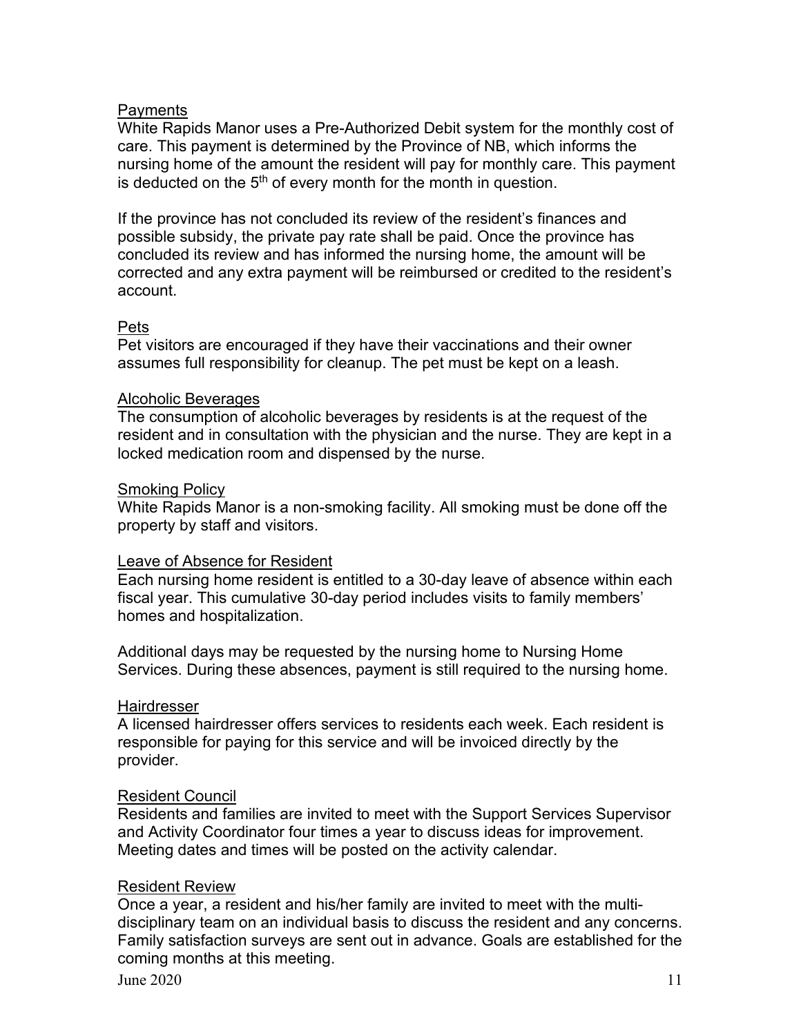## Payments

White Rapids Manor uses a Pre-Authorized Debit system for the monthly cost of care. This payment is determined by the Province of NB, which informs the nursing home of the amount the resident will pay for monthly care. This payment is deducted on the 5th of every month for the month in question.

If the province has not concluded its review of the resident's finances and possible subsidy, the private pay rate shall be paid. Once the province has concluded its review and has informed the nursing home, the amount will be corrected and any extra payment will be reimbursed or credited to the resident's account.

## Pets

Pet visitors are encouraged if they have their vaccinations and their owner assumes full responsibility for cleanup. The pet must be kept on a leash.

## Alcoholic Beverages

The consumption of alcoholic beverages by residents is at the request of the resident and in consultation with the physician and the nurse. They are kept in a locked medication room and dispensed by the nurse.

## Smoking Policy

White Rapids Manor is a non-smoking facility. All smoking must be done off the property by staff and visitors.

## Leave of Absence for Resident

Each nursing home resident is entitled to a 30-day leave of absence within each fiscal year. This cumulative 30-day period includes visits to family members' homes and hospitalization.

Additional days may be requested by the nursing home to Nursing Home Services. During these absences, payment is still required to the nursing home.

## Hairdresser

A licensed hairdresser offers services to residents each week. Each resident is responsible for paying for this service and will be invoiced directly by the provider.

## Resident Council

Residents and families are invited to meet with the Support Services Supervisor and Activity Coordinator four times a year to discuss ideas for improvement. Meeting dates and times will be posted on the activity calendar.

## Resident Review

Once a year, a resident and his/her family are invited to meet with the multi-disciplinary team on an individual basis to discuss the resident and any concerns. Family satisfaction surveys are sent out in advance. Goals are established for the coming months at this meeting.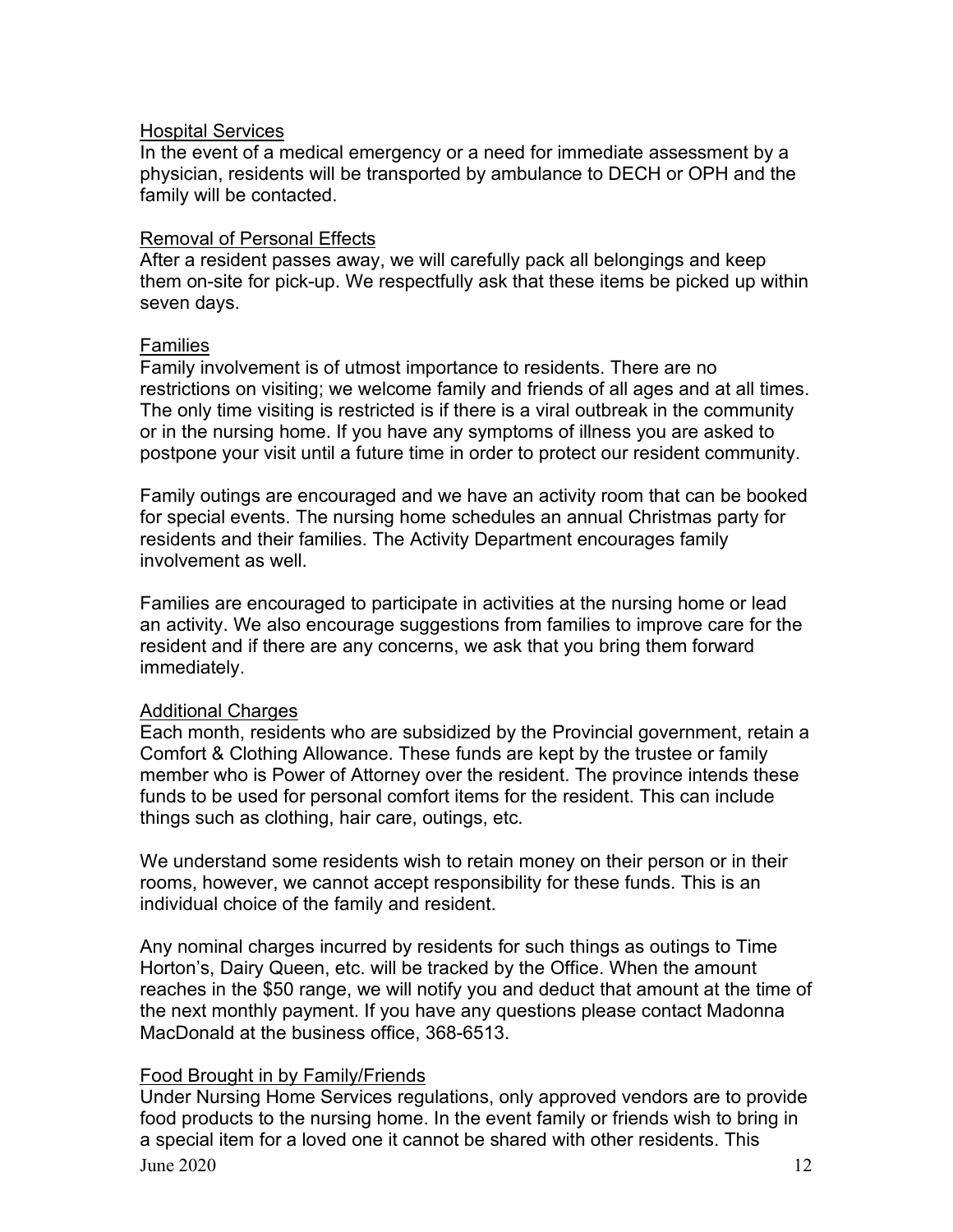## Hospital Services

In the event of a medical emergency or a need for immediate assessment by a physician, residents will be transported by ambulance to DECH or OPH and the family will be contacted.

## Removal of Personal Effects

After a resident passes away, we will carefully pack all belongings and keep them on-site for pick-up. We respectfully ask that these items be picked up within seven days.

## Families

Family involvement is of utmost importance to residents. There are no restrictions on visiting; we welcome family and friends of all ages and at all times. The only time visiting is restricted is if there is a viral outbreak in the community or in the nursing home. If you have any symptoms of illness you are asked to postpone your visit until a future time in order to protect our resident community.

Family outings are encouraged and we have an activity room that can be booked for special events. The nursing home schedules an annual Christmas party for residents and their families. The Activity Department encourages family involvement as well.

Families are encouraged to participate in activities at the nursing home or lead an activity. We also encourage suggestions from families to improve care for the resident and if there are any concerns, we ask that you bring them forward immediately.

## Additional Charges

Each month, residents who are subsidized by the Provincial government, retain a Comfort & Clothing Allowance. These funds are kept by the trustee or family member who is Power of Attorney over the resident. The province intends these funds to be used for personal comfort items for the resident. This can include things such as clothing, hair care, outings, etc.

We understand some residents wish to retain money on their person or in their rooms, however, we cannot accept responsibility for these funds. This is an individual choice of the family and resident.

Any nominal charges incurred by residents for such things as outings to Time Horton's, Dairy Queen, etc. will be tracked by the Office. When the amount reaches in the $50 range, we will notify you and deduct that amount at the time of the next monthly payment. If you have any questions please contact Madonna MacDonald at the business office, 368-6513.

## Food Brought in by Family/Friends

Under Nursing Home Services regulations, only approved vendors are to provide food products to the nursing home. In the event family or friends wish to bring in a special item for a loved one it cannot be shared with other residents. This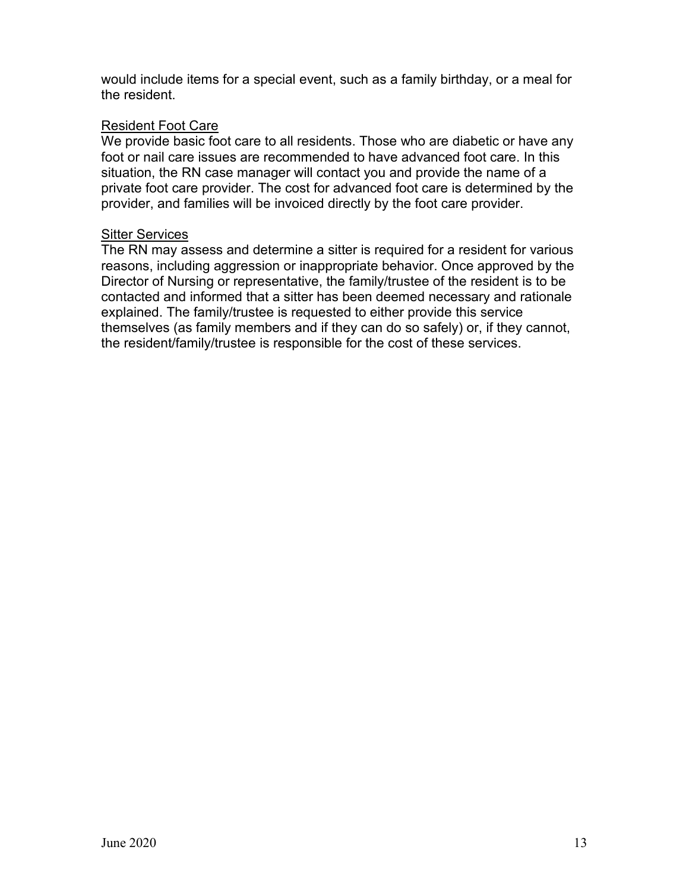would include items for a special event, such as a family birthday, or a meal for the resident.

<u>Resident Foot Care</u>

We provide basic foot care to all residents. Those who are diabetic or have any foot or nail care issues are recommended to have advanced foot care. In this situation, the RN case manager will contact you and provide the name of a private foot care provider. The cost for advanced foot care is determined by the provider, and families will be invoiced directly by the foot care provider.

<u>Sitter Services</u>

The RN may assess and determine a sitter is required for a resident for various reasons, including aggression or inappropriate behavior. Once approved by the Director of Nursing or representative, the family/trustee of the resident is to be contacted and informed that a sitter has been deemed necessary and rationale explained. The family/trustee is requested to either provide this service themselves (as family members and if they can do so safely) or, if they cannot, the resident/family/trustee is responsible for the cost of these services.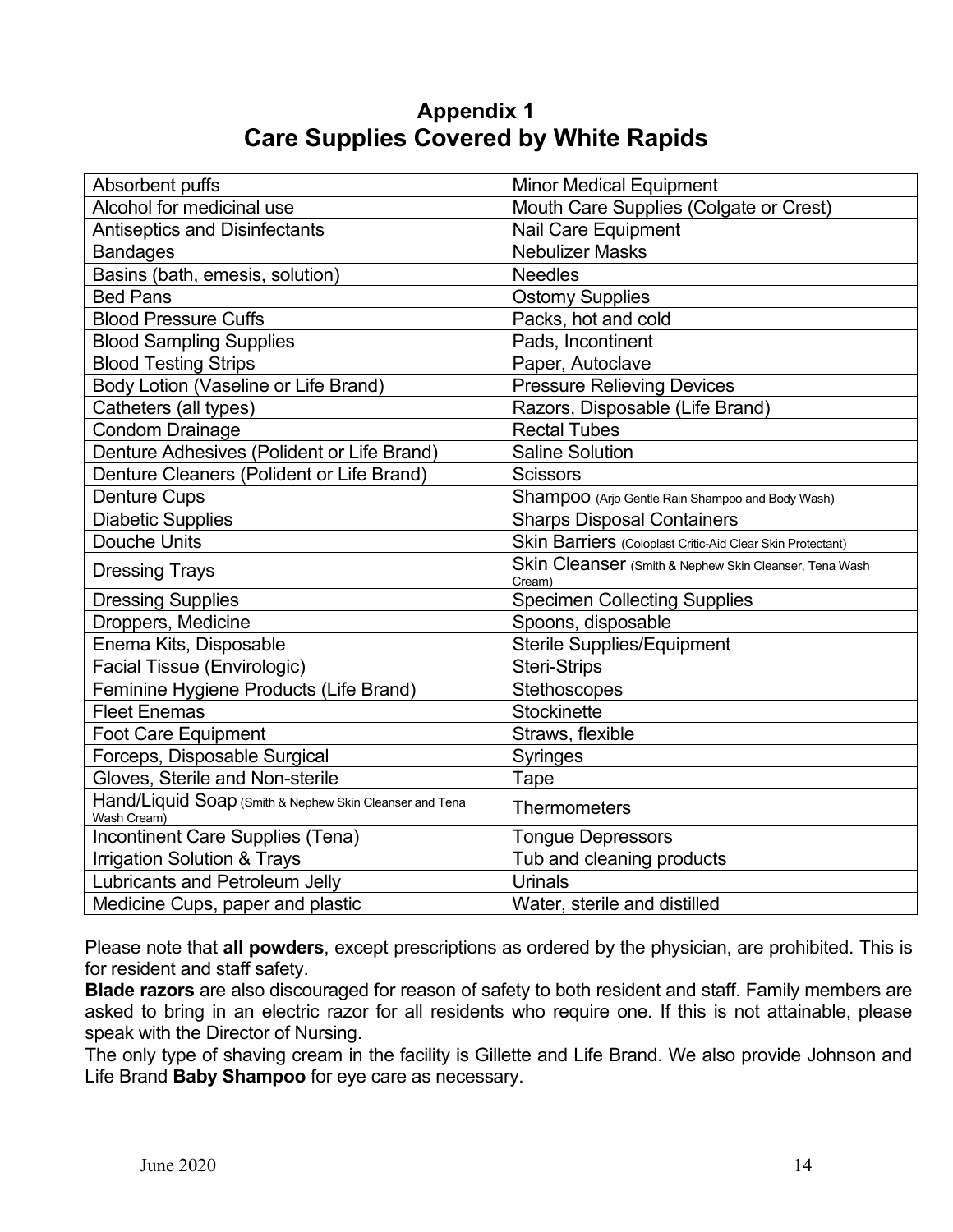# Appendix 1
# Care Supplies Covered by White Rapids

| | |
|---|---|
| Absorbent puffs | Minor Medical Equipment |
| Alcohol for medicinal use | Mouth Care Supplies (Colgate or Crest) |
| Antiseptics and Disinfectants | Nail Care Equipment |
| Bandages | Nebulizer Masks |
| Basins (bath, emesis, solution) | Needles |
| Bed Pans | Ostomy Supplies |
| Blood Pressure Cuffs | Packs, hot and cold |
| Blood Sampling Supplies | Pads, Incontinent |
| Blood Testing Strips | Paper, Autoclave |
| Body Lotion (Vaseline or Life Brand) | Pressure Relieving Devices |
| Catheters (all types) | Razors, Disposable (Life Brand) |
| Condom Drainage | Rectal Tubes |
| Denture Adhesives (Polident or Life Brand) | Saline Solution |
| Denture Cleaners (Polident or Life Brand) | Scissors |
| Denture Cups | Shampoo (Arjo Gentle Rain Shampoo and Body Wash) |
| Diabetic Supplies | Sharps Disposal Containers |
| Douche Units | Skin Barriers (Coloplast Critic-Aid Clear Skin Protectant) |
| Dressing Trays | Skin Cleanser (Smith & Nephew Skin Cleanser, Tena Wash Cream) |
| Dressing Supplies | Specimen Collecting Supplies |
| Droppers, Medicine | Spoons, disposable |
| Enema Kits, Disposable | Sterile Supplies/Equipment |
| Facial Tissue (Envirologic) | Steri-Strips |
| Feminine Hygiene Products (Life Brand) | Stethoscopes |
| Fleet Enemas | Stockinette |
| Foot Care Equipment | Straws, flexible |
| Forceps, Disposable Surgical | Syringes |
| Gloves, Sterile and Non-sterile | Tape |
| Hand/Liquid Soap (Smith & Nephew Skin Cleanser and Tena Wash Cream) | Thermometers |
| Incontinent Care Supplies (Tena) | Tongue Depressors |
| Irrigation Solution & Trays | Tub and cleaning products |
| Lubricants and Petroleum Jelly | Urinals |
| Medicine Cups, paper and plastic | Water, sterile and distilled |

Please note that **all powders**, except prescriptions as ordered by the physician, are prohibited. This is for resident and staff safety.

**Blade razors** are also discouraged for reason of safety to both resident and staff. Family members are asked to bring in an electric razor for all residents who require one. If this is not attainable, please speak with the Director of Nursing.

The only type of shaving cream in the facility is Gillette and Life Brand. We also provide Johnson and Life Brand **Baby Shampoo** for eye care as necessary.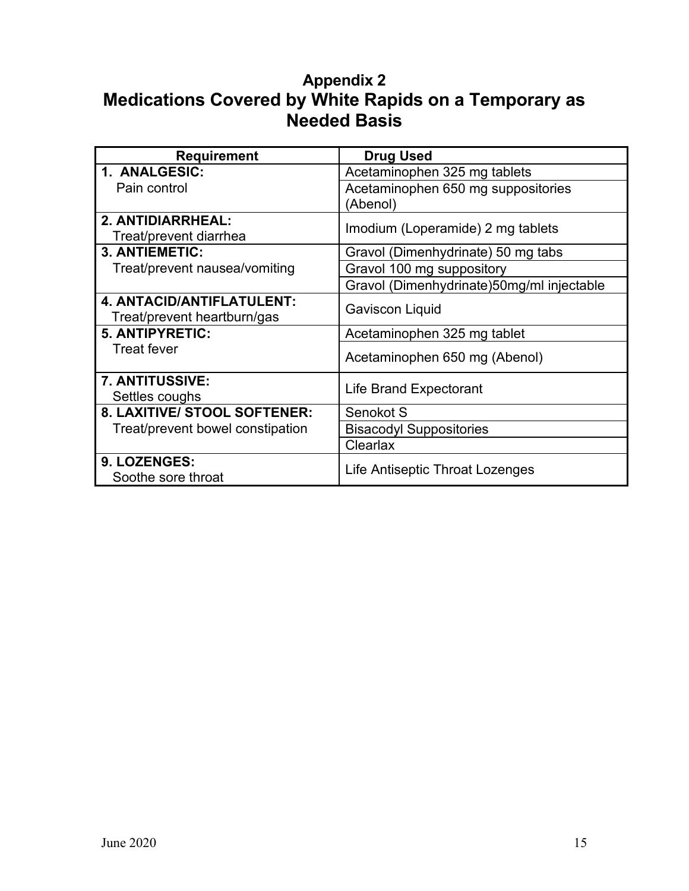## Appendix 2

# Medications Covered by White Rapids on a Temporary as Needed Basis

| Requirement | Drug Used |
|---|---|
| **1. ANALGESIC:** Pain control | Acetaminophen 325 mg tablets |
| | Acetaminophen 650 mg suppositories (Abenol) |
| **2. ANTIDIARRHEAL:** Treat/prevent diarrhea | Imodium (Loperamide) 2 mg tablets |
| **3. ANTIEMETIC:** Treat/prevent nausea/vomiting | Gravol (Dimenhydrinate) 50 mg tabs |
| | Gravol 100 mg suppository |
| | Gravol (Dimenhydrinate)50mg/ml injectable |
| **4. ANTACID/ANTIFLATULENT:** Treat/prevent heartburn/gas | Gaviscon Liquid |
| **5. ANTIPYRETIC:** Treat fever | Acetaminophen 325 mg tablet |
| | Acetaminophen 650 mg (Abenol) |
| **7. ANTITUSSIVE:** Settles coughs | Life Brand Expectorant |
| **8. LAXITIVE/ STOOL SOFTENER:** Treat/prevent bowel constipation | Senokot S |
| | Bisacodyl Suppositories |
| | Clearlax |
| **9. LOZENGES:** Soothe sore throat | Life Antiseptic Throat Lozenges |